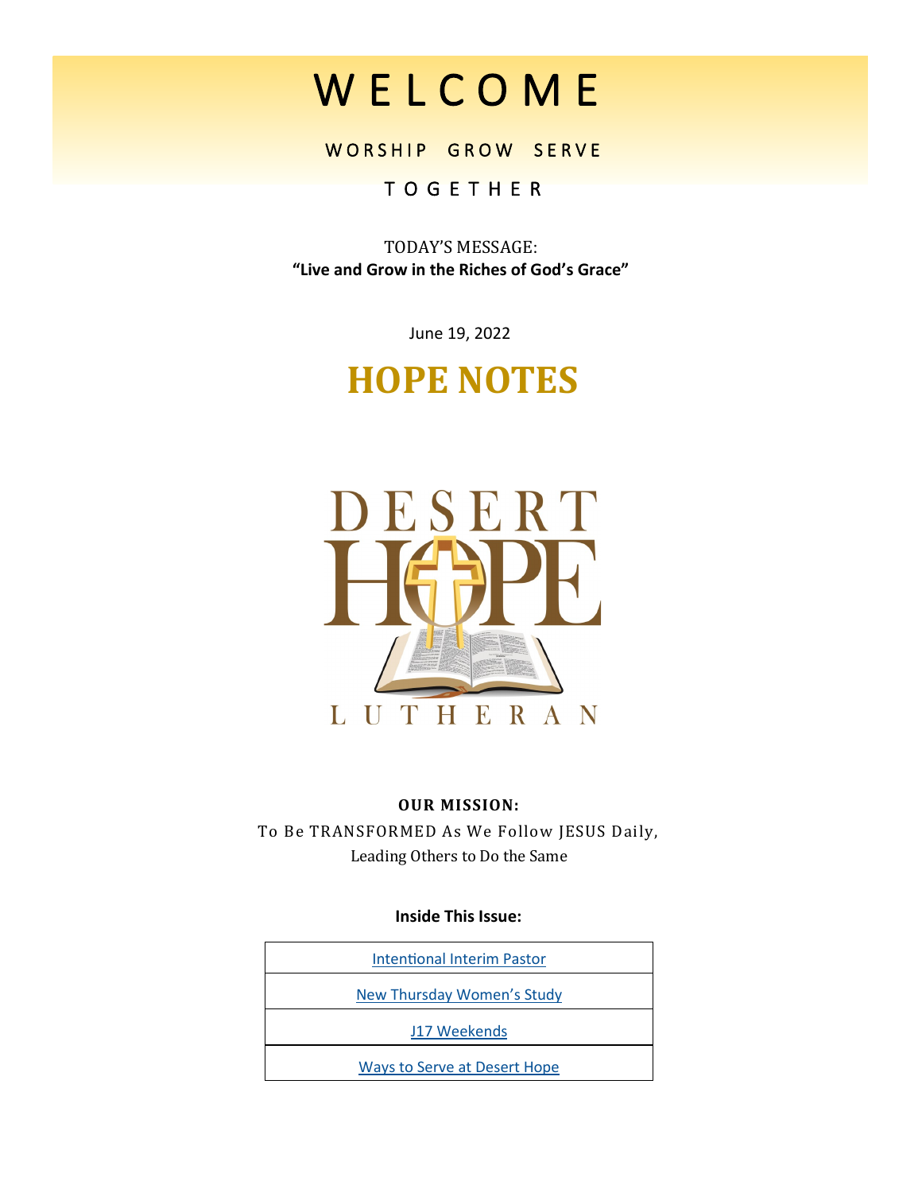# W E L C O M E

W O R S H I P   G R O W   S E R V E

T O G E T H E R

TODAY'S MESSAGE:
**"Live and Grow in the Riches of God's Grace"**

June 19, 2022

# HOPE NOTES

DESERT HOPE LUTHERAN

**OUR MISSION:**
To Be TRANSFORMED As We Follow JESUS Daily,
Leading Others to Do the Same

**Inside This Issue:**

| |
|---|
| Intentional Interim Pastor |
| New Thursday Women's Study |
| J17 Weekends |
| Ways to Serve at Desert Hope |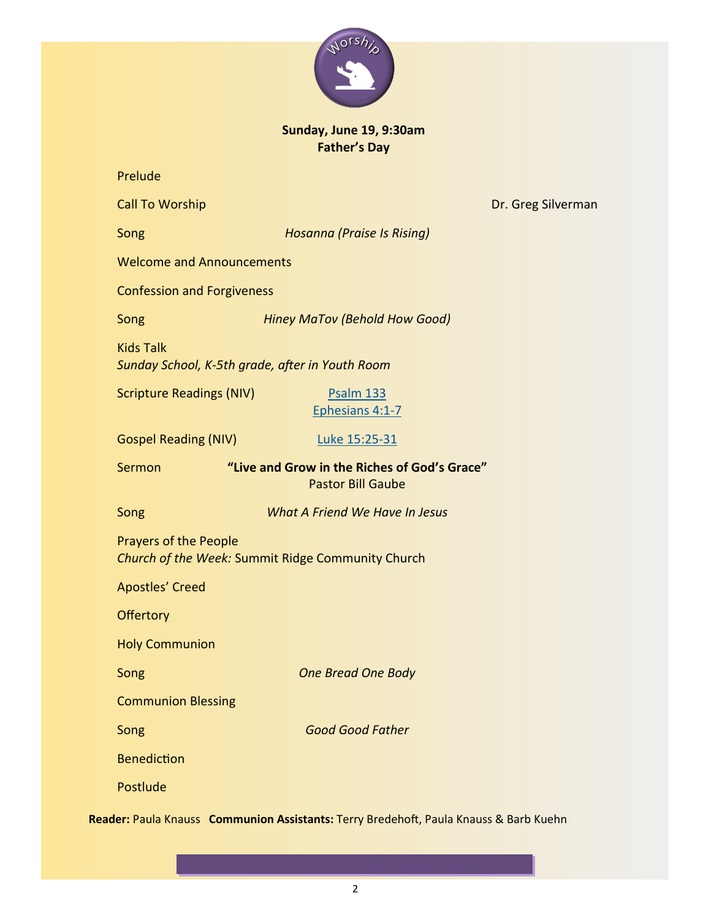Worship

**Sunday, June 19, 9:30am**
**Father's Day**

Prelude

Call To Worship — Dr. Greg Silverman

Song — *Hosanna (Praise Is Rising)*

Welcome and Announcements

Confession and Forgiveness

Song — *Hiney MaTov (Behold How Good)*

Kids Talk
*Sunday School, K-5th grade, after in Youth Room*

Scripture Readings (NIV) — Psalm 133, Ephesians 4:1-7

Gospel Reading (NIV) — Luke 15:25-31

Sermon — **"Live and Grow in the Riches of God's Grace"**
Pastor Bill Gaube

Song — *What A Friend We Have In Jesus*

Prayers of the People
*Church of the Week:* Summit Ridge Community Church

Apostles' Creed

Offertory

Holy Communion

Song — *One Bread One Body*

Communion Blessing

Song — *Good Good Father*

Benediction

Postlude

**Reader:** Paula Knauss **Communion Assistants:** Terry Bredehoft, Paula Knauss & Barb Kuehn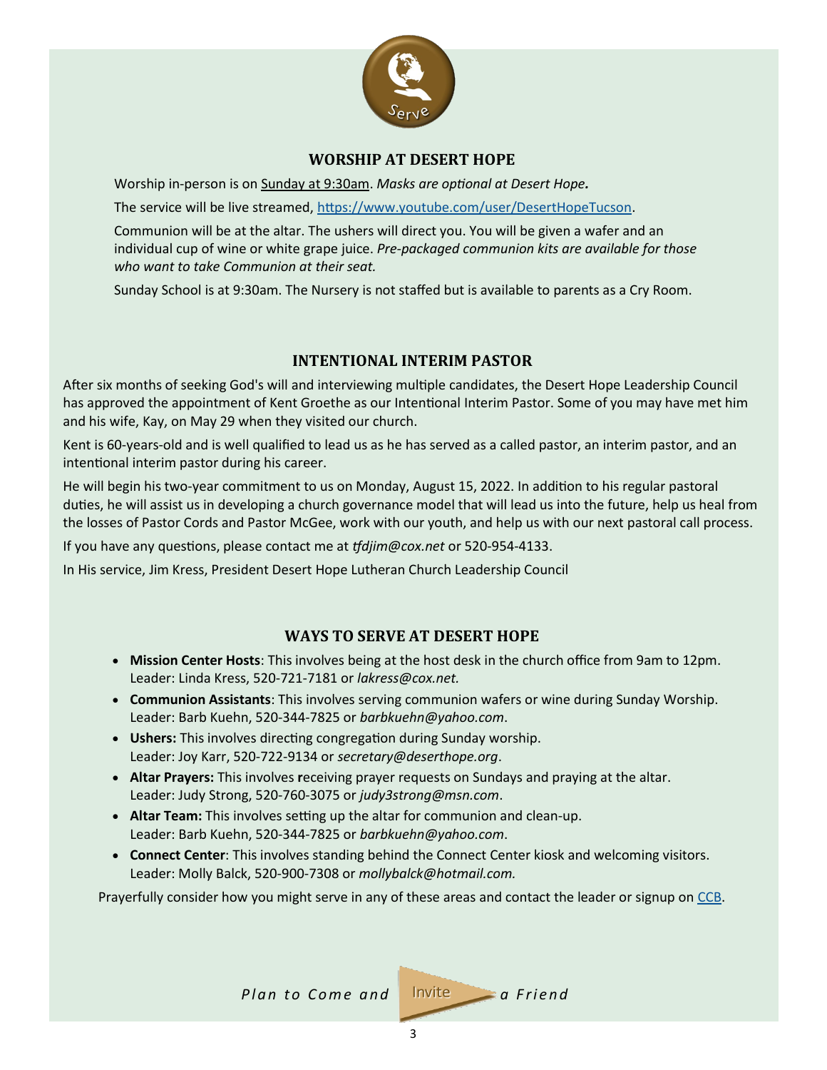## WORSHIP AT DESERT HOPE

Worship in-person is on Sunday at 9:30am. *Masks are optional at Desert Hope.*

The service will be live streamed, https://www.youtube.com/user/DesertHopeTucson.

Communion will be at the altar. The ushers will direct you. You will be given a wafer and an individual cup of wine or white grape juice. *Pre-packaged communion kits are available for those who want to take Communion at their seat.*

Sunday School is at 9:30am. The Nursery is not staffed but is available to parents as a Cry Room.

## INTENTIONAL INTERIM PASTOR

After six months of seeking God's will and interviewing multiple candidates, the Desert Hope Leadership Council has approved the appointment of Kent Groethe as our Intentional Interim Pastor. Some of you may have met him and his wife, Kay, on May 29 when they visited our church.

Kent is 60-years-old and is well qualified to lead us as he has served as a called pastor, an interim pastor, and an intentional interim pastor during his career.

He will begin his two-year commitment to us on Monday, August 15, 2022. In addition to his regular pastoral duties, he will assist us in developing a church governance model that will lead us into the future, help us heal from the losses of Pastor Cords and Pastor McGee, work with our youth, and help us with our next pastoral call process.

If you have any questions, please contact me at *tfdjim@cox.net* or 520-954-4133.

In His service, Jim Kress, President Desert Hope Lutheran Church Leadership Council

## WAYS TO SERVE AT DESERT HOPE

- **Mission Center Hosts**: This involves being at the host desk in the church office from 9am to 12pm. Leader: Linda Kress, 520-721-7181 or *lakress@cox.net.*
- **Communion Assistants**: This involves serving communion wafers or wine during Sunday Worship. Leader: Barb Kuehn, 520-344-7825 or *barbkuehn@yahoo.com*.
- **Ushers:** This involves directing congregation during Sunday worship. Leader: Joy Karr, 520-722-9134 or *secretary@deserthope.org*.
- **Altar Prayers:** This involves receiving prayer requests on Sundays and praying at the altar. Leader: Judy Strong, 520-760-3075 or *judy3strong@msn.com*.
- **Altar Team:** This involves setting up the altar for communion and clean-up. Leader: Barb Kuehn, 520-344-7825 or *barbkuehn@yahoo.com*.
- **Connect Center**: This involves standing behind the Connect Center kiosk and welcoming visitors. Leader: Molly Balck, 520-900-7308 or *mollybalck@hotmail.com.*

Prayerfully consider how you might serve in any of these areas and contact the leader or signup on CCB.

*Plan to Come and Invite a Friend*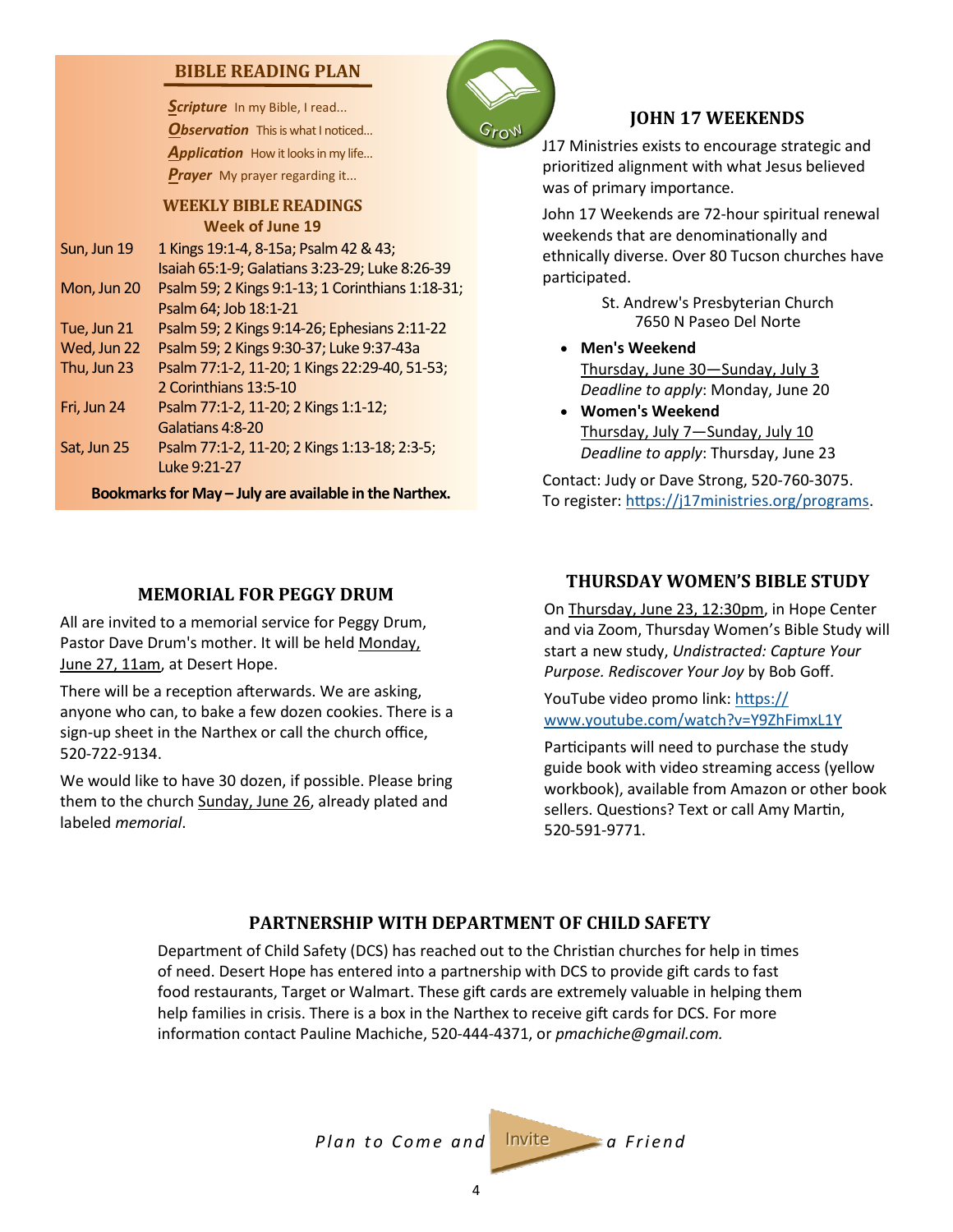## BIBLE READING PLAN

***Scripture*** In my Bible, I read...
***Observation*** This is what I noticed...
***Application*** How it looks in my life...
***Prayer*** My prayer regarding it...

### WEEKLY BIBLE READINGS
**Week of June 19**

| | |
|---|---|
| Sun, Jun 19 | 1 Kings 19:1-4, 8-15a; Psalm 42 & 43; Isaiah 65:1-9; Galatians 3:23-29; Luke 8:26-39 |
| Mon, Jun 20 | Psalm 59; 2 Kings 9:1-13; 1 Corinthians 1:18-31; Psalm 64; Job 18:1-21 |
| Tue, Jun 21 | Psalm 59; 2 Kings 9:14-26; Ephesians 2:11-22 |
| Wed, Jun 22 | Psalm 59; 2 Kings 9:30-37; Luke 9:37-43a |
| Thu, Jun 23 | Psalm 77:1-2, 11-20; 1 Kings 22:29-40, 51-53; 2 Corinthians 13:5-10 |
| Fri, Jun 24 | Psalm 77:1-2, 11-20; 2 Kings 1:1-12; Galatians 4:8-20 |
| Sat, Jun 25 | Psalm 77:1-2, 11-20; 2 Kings 1:13-18; 2:3-5; Luke 9:21-27 |

**Bookmarks for May – July are available in the Narthex.**

Grow

## JOHN 17 WEEKENDS

J17 Ministries exists to encourage strategic and prioritized alignment with what Jesus believed was of primary importance.

John 17 Weekends are 72-hour spiritual renewal weekends that are denominationally and ethnically diverse. Over 80 Tucson churches have participated.

St. Andrew's Presbyterian Church
7650 N Paseo Del Norte

- **Men's Weekend**
  Thursday, June 30—Sunday, July 3
  *Deadline to apply*: Monday, June 20
- **Women's Weekend**
  Thursday, July 7—Sunday, July 10
  *Deadline to apply*: Thursday, June 23

Contact: Judy or Dave Strong, 520-760-3075.
To register: https://j17ministries.org/programs.

## MEMORIAL FOR PEGGY DRUM

All are invited to a memorial service for Peggy Drum, Pastor Dave Drum's mother. It will be held Monday, June 27, 11am, at Desert Hope.

There will be a reception afterwards. We are asking, anyone who can, to bake a few dozen cookies. There is a sign-up sheet in the Narthex or call the church office, 520-722-9134.

We would like to have 30 dozen, if possible. Please bring them to the church Sunday, June 26, already plated and labeled *memorial*.

## THURSDAY WOMEN'S BIBLE STUDY

On Thursday, June 23, 12:30pm, in Hope Center and via Zoom, Thursday Women's Bible Study will start a new study, *Undistracted: Capture Your Purpose. Rediscover Your Joy* by Bob Goff.

YouTube video promo link: https://www.youtube.com/watch?v=Y9ZhFimxL1Y

Participants will need to purchase the study guide book with video streaming access (yellow workbook), available from Amazon or other book sellers. Questions? Text or call Amy Martin, 520-591-9771.

## PARTNERSHIP WITH DEPARTMENT OF CHILD SAFETY

Department of Child Safety (DCS) has reached out to the Christian churches for help in times of need. Desert Hope has entered into a partnership with DCS to provide gift cards to fast food restaurants, Target or Walmart. These gift cards are extremely valuable in helping them help families in crisis. There is a box in the Narthex to receive gift cards for DCS. For more information contact Pauline Machiche, 520-444-4371, or *pmachiche@gmail.com.*

*Plan to Come and* Invite *a Friend*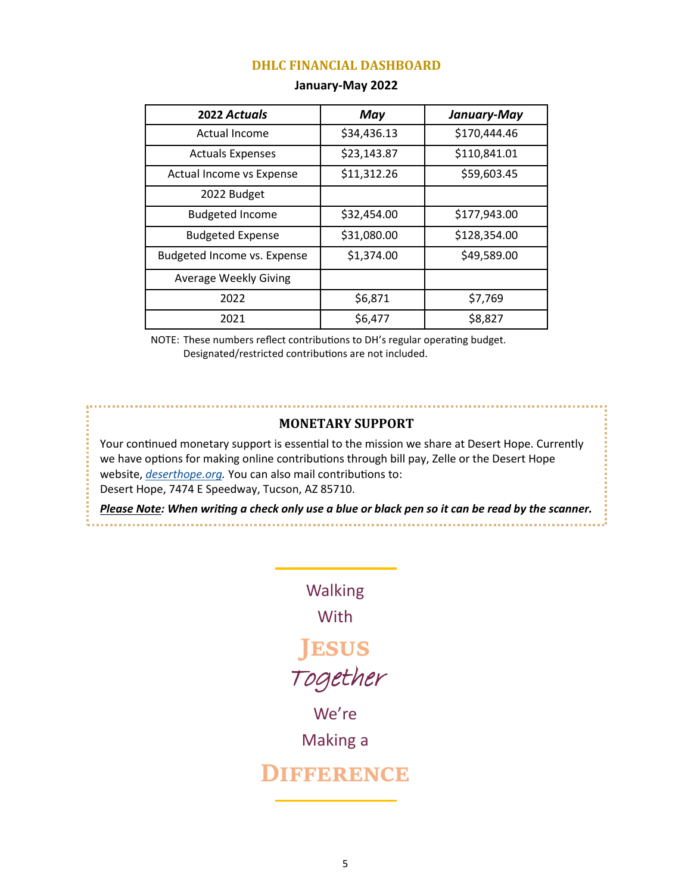## DHLC FINANCIAL DASHBOARD

**January-May 2022**

| **2022 *Actuals*** | ***May*** | ***January-May*** |
|---|---|---|
| Actual Income | $34,436.13 | $170,444.46 |
| Actuals Expenses | $23,143.87 | $110,841.01 |
| Actual Income vs Expense | $11,312.26 | $59,603.45 |
| 2022 Budget | | |
| Budgeted Income | $32,454.00 | $177,943.00 |
| Budgeted Expense | $31,080.00 | $128,354.00 |
| Budgeted Income vs. Expense | $1,374.00 | $49,589.00 |
| Average Weekly Giving | | |
| 2022 | $6,871 | $7,769 |
| 2021 | $6,477 | $8,827 |

NOTE: These numbers reflect contributions to DH's regular operating budget. Designated/restricted contributions are not included.

### MONETARY SUPPORT

Your continued monetary support is essential to the mission we share at Desert Hope. Currently we have options for making online contributions through bill pay, Zelle or the Desert Hope website, *deserthope.org.* You can also mail contributions to:
Desert Hope, 7474 E Speedway, Tucson, AZ 85710.

***Please Note*: When writing a check only use a blue or black pen so it can be read by the scanner.**

Walking
With
**JESUS**
*Together*
We're
Making a
**DIFFERENCE**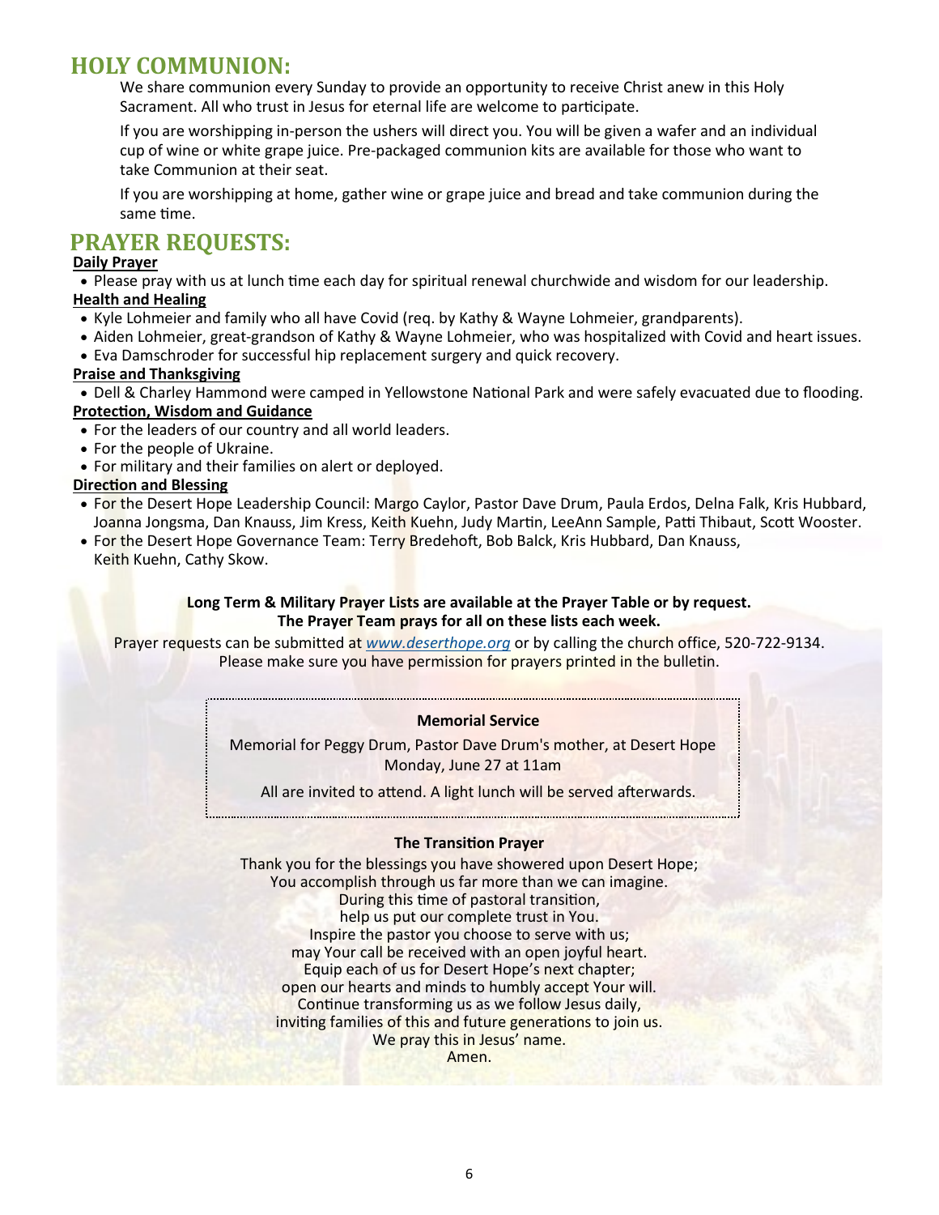## HOLY COMMUNION:

We share communion every Sunday to provide an opportunity to receive Christ anew in this Holy Sacrament. All who trust in Jesus for eternal life are welcome to participate.

If you are worshipping in-person the ushers will direct you. You will be given a wafer and an individual cup of wine or white grape juice. Pre-packaged communion kits are available for those who want to take Communion at their seat.

If you are worshipping at home, gather wine or grape juice and bread and take communion during the same time.

## PRAYER REQUESTS:

**Daily Prayer**

- Please pray with us at lunch time each day for spiritual renewal churchwide and wisdom for our leadership.

**Health and Healing**

- Kyle Lohmeier and family who all have Covid (req. by Kathy & Wayne Lohmeier, grandparents).
- Aiden Lohmeier, great-grandson of Kathy & Wayne Lohmeier, who was hospitalized with Covid and heart issues.
- Eva Damschroder for successful hip replacement surgery and quick recovery.

**Praise and Thanksgiving**

- Dell & Charley Hammond were camped in Yellowstone National Park and were safely evacuated due to flooding.

**Protection, Wisdom and Guidance**

- For the leaders of our country and all world leaders.
- For the people of Ukraine.
- For military and their families on alert or deployed.

**Direction and Blessing**

- For the Desert Hope Leadership Council: Margo Caylor, Pastor Dave Drum, Paula Erdos, Delna Falk, Kris Hubbard, Joanna Jongsma, Dan Knauss, Jim Kress, Keith Kuehn, Judy Martin, LeeAnn Sample, Patti Thibaut, Scott Wooster.
- For the Desert Hope Governance Team: Terry Bredehoft, Bob Balck, Kris Hubbard, Dan Knauss, Keith Kuehn, Cathy Skow.

**Long Term & Military Prayer Lists are available at the Prayer Table or by request.**
**The Prayer Team prays for all on these lists each week.**

Prayer requests can be submitted at *www.deserthope.org* or by calling the church office, 520-722-9134.
Please make sure you have permission for prayers printed in the bulletin.

**Memorial Service**

Memorial for Peggy Drum, Pastor Dave Drum's mother, at Desert Hope
Monday, June 27 at 11am

All are invited to attend. A light lunch will be served afterwards.

**The Transition Prayer**

Thank you for the blessings you have showered upon Desert Hope;
You accomplish through us far more than we can imagine.
During this time of pastoral transition,
help us put our complete trust in You.
Inspire the pastor you choose to serve with us;
may Your call be received with an open joyful heart.
Equip each of us for Desert Hope's next chapter;
open our hearts and minds to humbly accept Your will.
Continue transforming us as we follow Jesus daily,
inviting families of this and future generations to join us.
We pray this in Jesus' name.
Amen.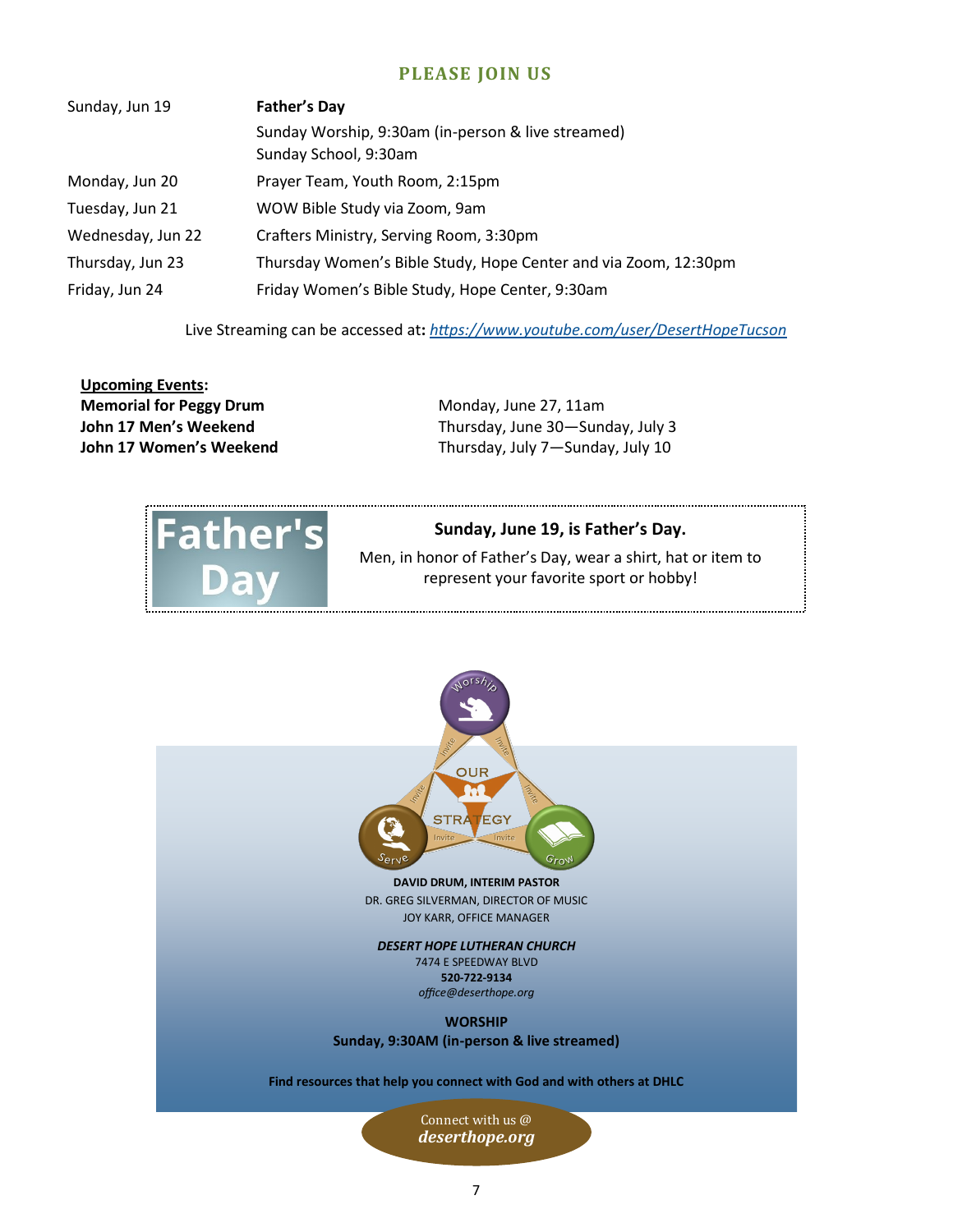## PLEASE JOIN US

| | |
|---|---|
| Sunday, Jun 19 | **Father's Day** |
| | Sunday Worship, 9:30am (in-person & live streamed) |
| | Sunday School, 9:30am |
| Monday, Jun 20 | Prayer Team, Youth Room, 2:15pm |
| Tuesday, Jun 21 | WOW Bible Study via Zoom, 9am |
| Wednesday, Jun 22 | Crafters Ministry, Serving Room, 3:30pm |
| Thursday, Jun 23 | Thursday Women's Bible Study, Hope Center and via Zoom, 12:30pm |
| Friday, Jun 24 | Friday Women's Bible Study, Hope Center, 9:30am |

Live Streaming can be accessed at: *https://www.youtube.com/user/DesertHopeTucson*

**Upcoming Events:**

| | |
|---|---|
| **Memorial for Peggy Drum** | Monday, June 27, 11am |
| **John 17 Men's Weekend** | Thursday, June 30—Sunday, July 3 |
| **John 17 Women's Weekend** | Thursday, July 7—Sunday, July 10 |

**Father's Day**

**Sunday, June 19, is Father's Day.**

Men, in honor of Father's Day, wear a shirt, hat or item to represent your favorite sport or hobby!

Worship

OUR STRATEGY

Serve

Grow

Invite

**DAVID DRUM, INTERIM PASTOR**
DR. GREG SILVERMAN, DIRECTOR OF MUSIC
JOY KARR, OFFICE MANAGER

***DESERT HOPE LUTHERAN CHURCH***
7474 E SPEEDWAY BLVD
**520-722-9134**
*office@deserthope.org*

**WORSHIP**
**Sunday, 9:30AM (in-person & live streamed)**

**Find resources that help you connect with God and with others at DHLC**

Connect with us @
***deserthope.org***